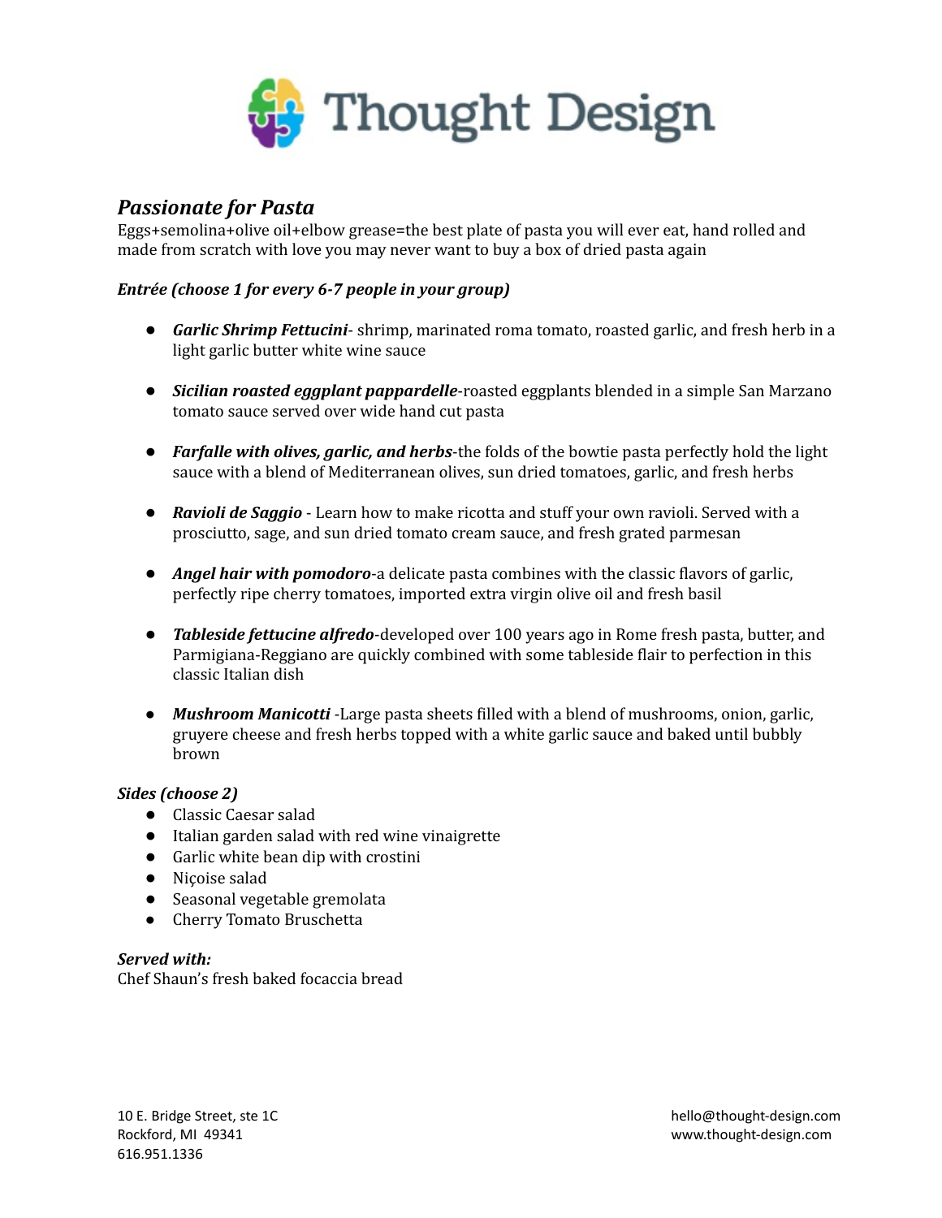# Thought Design

## *Passionate for Pasta*

Eggs+semolina+olive oil+elbow grease=the best plate of pasta you will ever eat, hand rolled and made from scratch with love you may never want to buy a box of dried pasta again

***Entrée (choose 1 for every 6-7 people in your group)***

- ***Garlic Shrimp Fettucini***- shrimp, marinated roma tomato, roasted garlic, and fresh herb in a light garlic butter white wine sauce
- ***Sicilian roasted eggplant pappardelle***-roasted eggplants blended in a simple San Marzano tomato sauce served over wide hand cut pasta
- ***Farfalle with olives, garlic, and herbs***-the folds of the bowtie pasta perfectly hold the light sauce with a blend of Mediterranean olives, sun dried tomatoes, garlic, and fresh herbs
- ***Ravioli de Saggio*** - Learn how to make ricotta and stuff your own ravioli. Served with a prosciutto, sage, and sun dried tomato cream sauce, and fresh grated parmesan
- ***Angel hair with pomodoro***-a delicate pasta combines with the classic flavors of garlic, perfectly ripe cherry tomatoes, imported extra virgin olive oil and fresh basil
- ***Tableside fettucine alfredo***-developed over 100 years ago in Rome fresh pasta, butter, and Parmigiana-Reggiano are quickly combined with some tableside flair to perfection in this classic Italian dish
- ***Mushroom Manicotti*** -Large pasta sheets filled with a blend of mushrooms, onion, garlic, gruyere cheese and fresh herbs topped with a white garlic sauce and baked until bubbly brown

***Sides (choose 2)***

- Classic Caesar salad
- Italian garden salad with red wine vinaigrette
- Garlic white bean dip with crostini
- Niçoise salad
- Seasonal vegetable gremolata
- Cherry Tomato Bruschetta

***Served with:***

Chef Shaun's fresh baked focaccia bread

10 E. Bridge Street, ste 1C
Rockford, MI 49341
616.951.1336

hello@thought-design.com
www.thought-design.com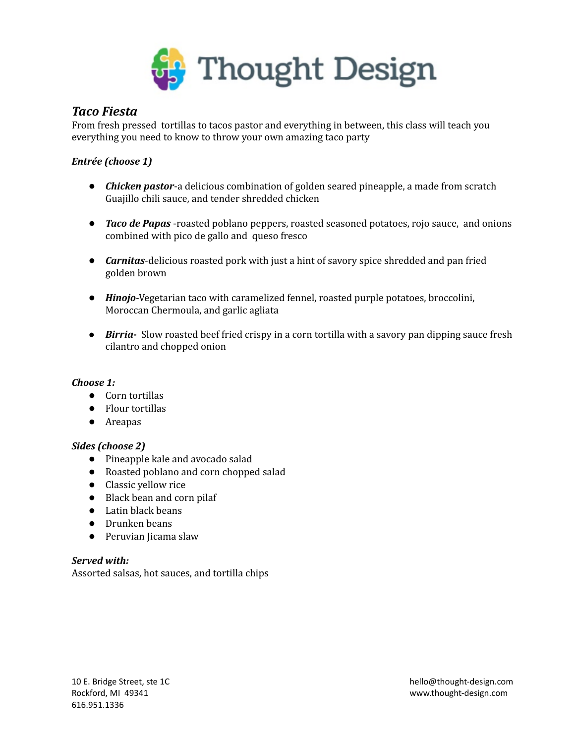Thought Design

## *Taco Fiesta*

From fresh pressed  tortillas to tacos pastor and everything in between, this class will teach you everything you need to know to throw your own amazing taco party

***Entrée (choose 1)***

- ***Chicken pastor***-a delicious combination of golden seared pineapple, a made from scratch Guajillo chili sauce, and tender shredded chicken
- ***Taco de Papas*** -roasted poblano peppers, roasted seasoned potatoes, rojo sauce,  and onions combined with pico de gallo and  queso fresco
- ***Carnitas***-delicious roasted pork with just a hint of savory spice shredded and pan fried golden brown
- ***Hinojo***-Vegetarian taco with caramelized fennel, roasted purple potatoes, broccolini, Moroccan Chermoula, and garlic agliata
- ***Birria-***  Slow roasted beef fried crispy in a corn tortilla with a savory pan dipping sauce fresh cilantro and chopped onion

***Choose 1:***

- Corn tortillas
- Flour tortillas
- Areapas

***Sides (choose 2)***

- Pineapple kale and avocado salad
- Roasted poblano and corn chopped salad
- Classic yellow rice
- Black bean and corn pilaf
- Latin black beans
- Drunken beans
- Peruvian Jicama slaw

***Served with:***

Assorted salsas, hot sauces, and tortilla chips

10 E. Bridge Street, ste 1C
Rockford, MI  49341
616.951.1336

hello@thought-design.com
www.thought-design.com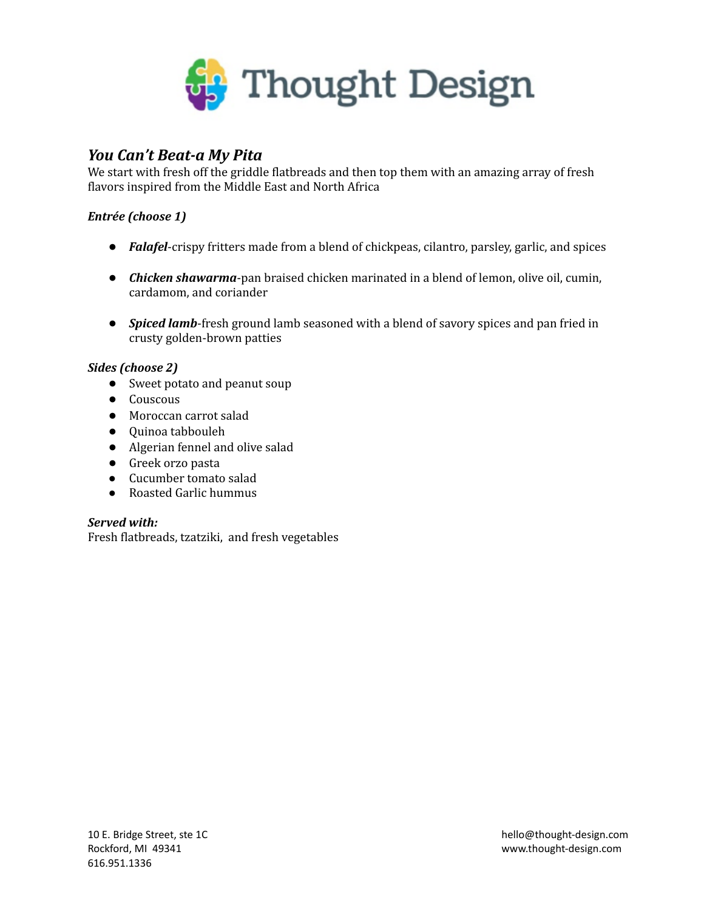# Thought Design

## *You Can't Beat-a My Pita*

We start with fresh off the griddle flatbreads and then top them with an amazing array of fresh flavors inspired from the Middle East and North Africa

***Entrée (choose 1)***

- ***Falafel***-crispy fritters made from a blend of chickpeas, cilantro, parsley, garlic, and spices
- ***Chicken shawarma***-pan braised chicken marinated in a blend of lemon, olive oil, cumin, cardamom, and coriander
- ***Spiced lamb***-fresh ground lamb seasoned with a blend of savory spices and pan fried in crusty golden-brown patties

***Sides (choose 2)***

- Sweet potato and peanut soup
- Couscous
- Moroccan carrot salad
- Quinoa tabbouleh
- Algerian fennel and olive salad
- Greek orzo pasta
- Cucumber tomato salad
- Roasted Garlic hummus

***Served with:***

Fresh flatbreads, tzatziki, and fresh vegetables

10 E. Bridge Street, ste 1C
Rockford, MI 49341
616.951.1336

hello@thought-design.com
www.thought-design.com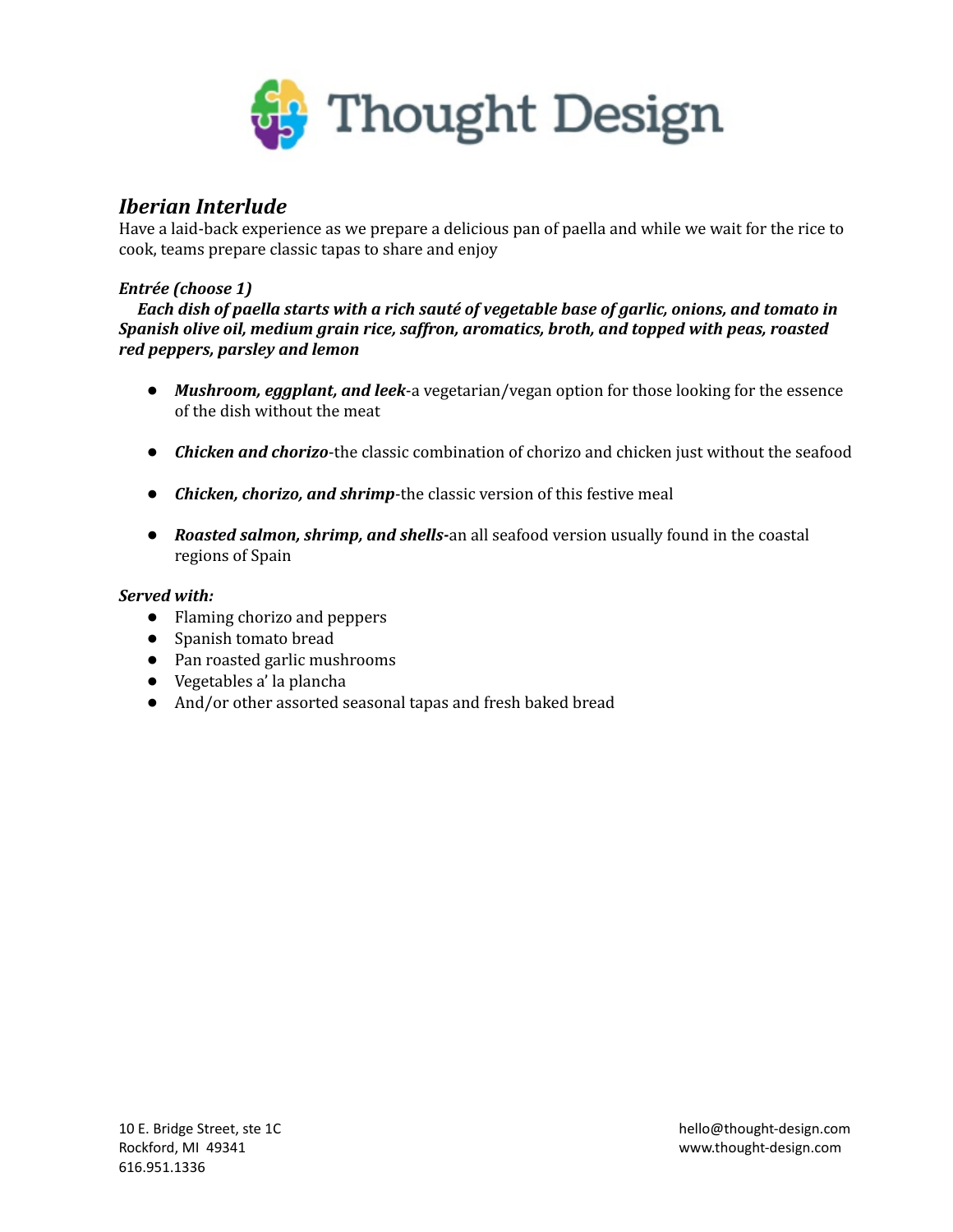## *Iberian Interlude*

Have a laid-back experience as we prepare a delicious pan of paella and while we wait for the rice to cook, teams prepare classic tapas to share and enjoy

***Entrée (choose 1)***

***Each dish of paella starts with a rich sauté of vegetable base of garlic, onions, and tomato in Spanish olive oil, medium grain rice, saffron, aromatics, broth, and topped with peas, roasted red peppers, parsley and lemon***

- ***Mushroom, eggplant, and leek***-a vegetarian/vegan option for those looking for the essence of the dish without the meat
- ***Chicken and chorizo***-the classic combination of chorizo and chicken just without the seafood
- ***Chicken, chorizo, and shrimp***-the classic version of this festive meal
- ***Roasted salmon, shrimp, and shells***-an all seafood version usually found in the coastal regions of Spain

***Served with:***

- Flaming chorizo and peppers
- Spanish tomato bread
- Pan roasted garlic mushrooms
- Vegetables a' la plancha
- And/or other assorted seasonal tapas and fresh baked bread

10 E. Bridge Street, ste 1C
Rockford, MI 49341
616.951.1336

hello@thought-design.com
www.thought-design.com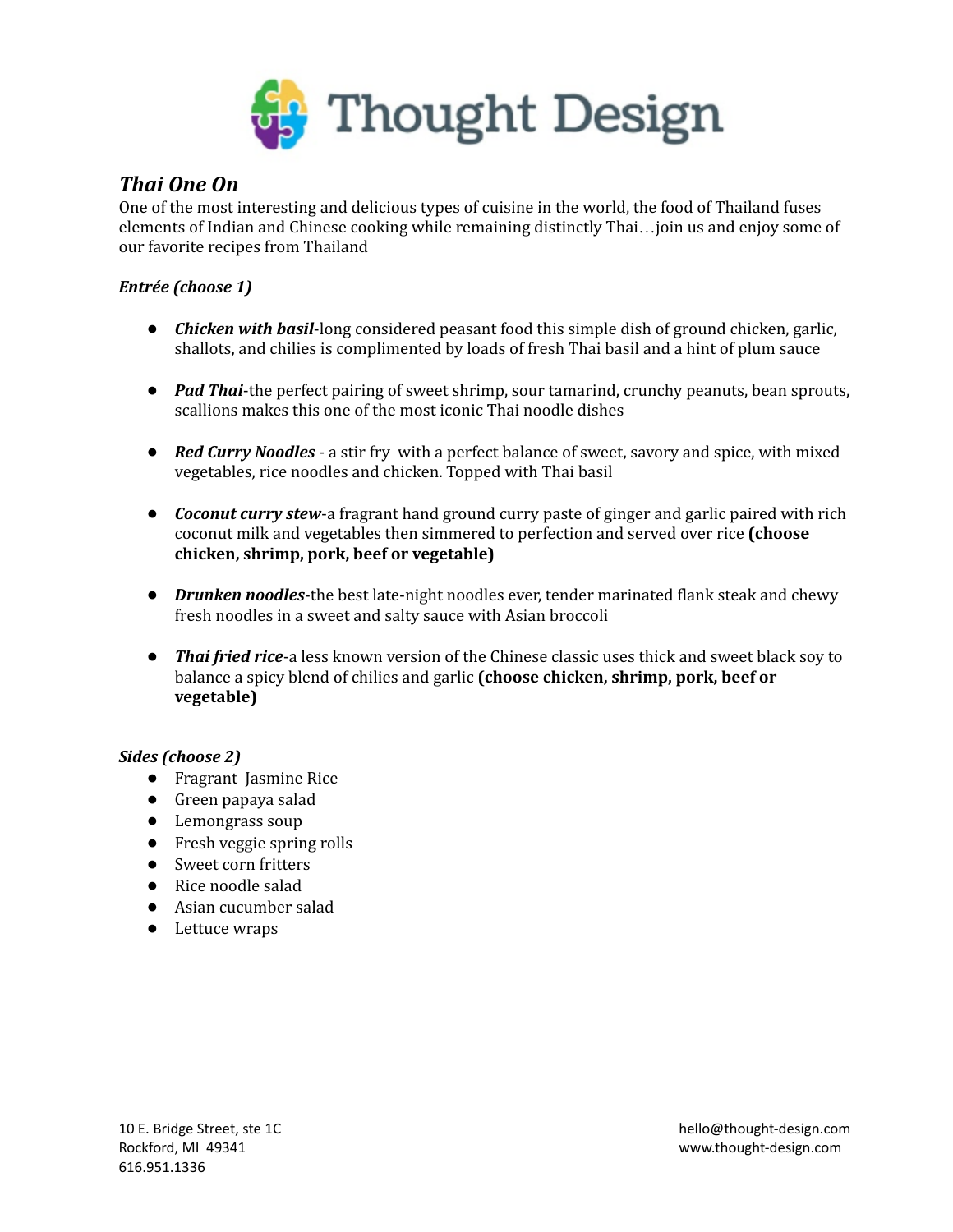# Thought Design

## *Thai One On*

One of the most interesting and delicious types of cuisine in the world, the food of Thailand fuses elements of Indian and Chinese cooking while remaining distinctly Thai…join us and enjoy some of our favorite recipes from Thailand

***Entrée (choose 1)***

- ***Chicken with basil***-long considered peasant food this simple dish of ground chicken, garlic, shallots, and chilies is complimented by loads of fresh Thai basil and a hint of plum sauce

- ***Pad Thai***-the perfect pairing of sweet shrimp, sour tamarind, crunchy peanuts, bean sprouts, scallions makes this one of the most iconic Thai noodle dishes

- ***Red Curry Noodles*** - a stir fry with a perfect balance of sweet, savory and spice, with mixed vegetables, rice noodles and chicken. Topped with Thai basil

- ***Coconut curry stew***-a fragrant hand ground curry paste of ginger and garlic paired with rich coconut milk and vegetables then simmered to perfection and served over rice **(choose chicken, shrimp, pork, beef or vegetable)**

- ***Drunken noodles***-the best late-night noodles ever, tender marinated flank steak and chewy fresh noodles in a sweet and salty sauce with Asian broccoli

- ***Thai fried rice***-a less known version of the Chinese classic uses thick and sweet black soy to balance a spicy blend of chilies and garlic **(choose chicken, shrimp, pork, beef or vegetable)**

***Sides (choose 2)***

- Fragrant Jasmine Rice
- Green papaya salad
- Lemongrass soup
- Fresh veggie spring rolls
- Sweet corn fritters
- Rice noodle salad
- Asian cucumber salad
- Lettuce wraps

10 E. Bridge Street, ste 1C
Rockford, MI 49341
616.951.1336

hello@thought-design.com
www.thought-design.com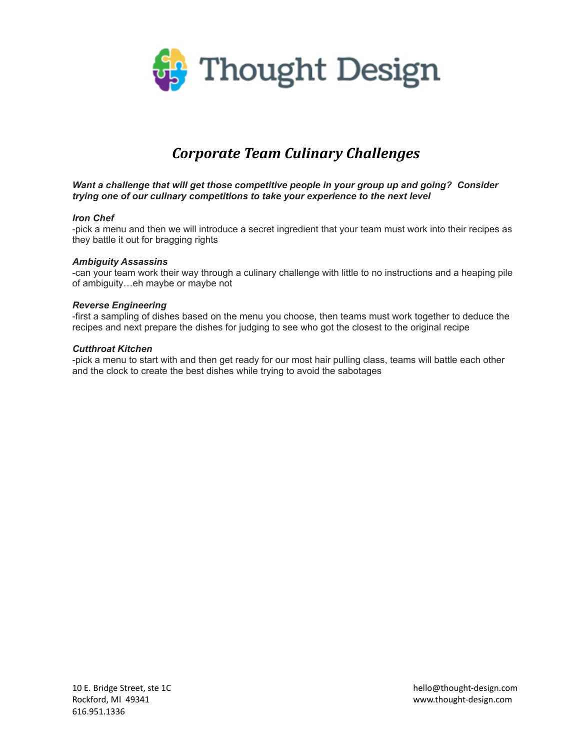# Thought Design

## *Corporate Team Culinary Challenges*

***Want a challenge that will get those competitive people in your group up and going? Consider trying one of our culinary competitions to take your experience to the next level***

***Iron Chef***
-pick a menu and then we will introduce a secret ingredient that your team must work into their recipes as they battle it out for bragging rights

***Ambiguity Assassins***
-can your team work their way through a culinary challenge with little to no instructions and a heaping pile of ambiguity…eh maybe or maybe not

***Reverse Engineering***
-first a sampling of dishes based on the menu you choose, then teams must work together to deduce the recipes and next prepare the dishes for judging to see who got the closest to the original recipe

***Cutthroat Kitchen***
-pick a menu to start with and then get ready for our most hair pulling class, teams will battle each other and the clock to create the best dishes while trying to avoid the sabotages

10 E. Bridge Street, ste 1C
Rockford, MI 49341
616.951.1336

hello@thought-design.com
www.thought-design.com